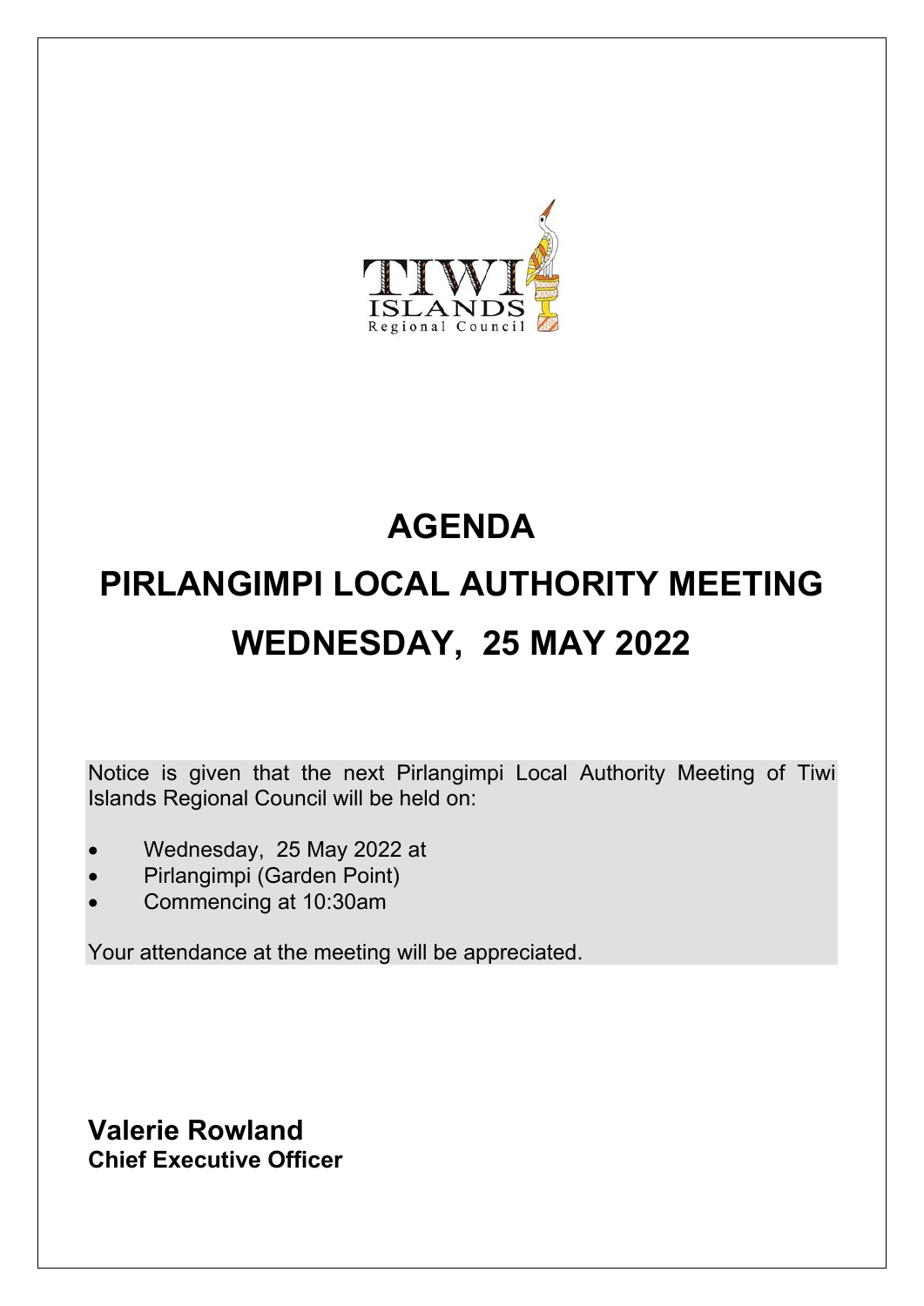TIWI ISLANDS Regional Council

# AGENDA

# PIRLANGIMPI LOCAL AUTHORITY MEETING

# WEDNESDAY, 25 MAY 2022

Notice is given that the next Pirlangimpi Local Authority Meeting of Tiwi Islands Regional Council will be held on:

- Wednesday, 25 May 2022 at
- Pirlangimpi (Garden Point)
- Commencing at 10:30am

Your attendance at the meeting will be appreciated.

**Valerie Rowland**
**Chief Executive Officer**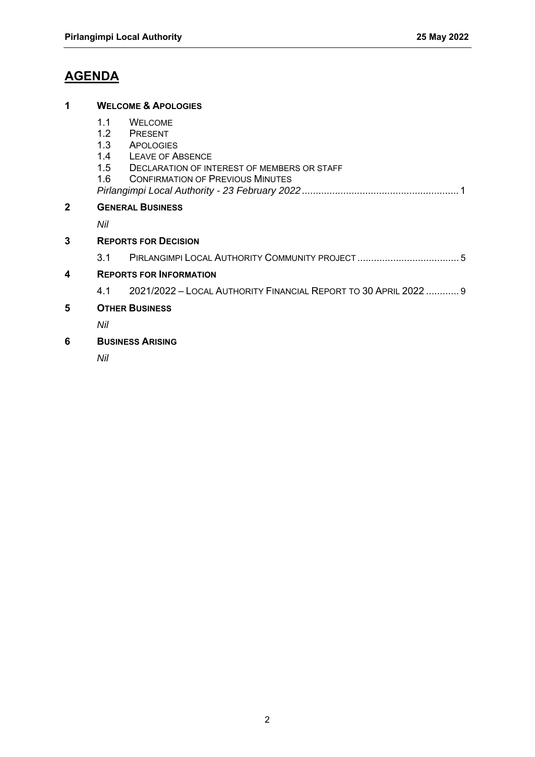# AGENDA

**1 WELCOME & APOLOGIES**

- 1.1 WELCOME
- 1.2 PRESENT
- 1.3 APOLOGIES
- 1.4 LEAVE OF ABSENCE
- 1.5 DECLARATION OF INTEREST OF MEMBERS OR STAFF
- 1.6 CONFIRMATION OF PREVIOUS MINUTES

*Pirlangimpi Local Authority - 23 February 2022* ........................................................ 1

**2 GENERAL BUSINESS**

*Nil*

**3 REPORTS FOR DECISION**

- 3.1 PIRLANGIMPI LOCAL AUTHORITY COMMUNITY PROJECT ..................................... 5

**4 REPORTS FOR INFORMATION**

- 4.1 2021/2022 – LOCAL AUTHORITY FINANCIAL REPORT TO 30 APRIL 2022 ............ 9

**5 OTHER BUSINESS**

*Nil*

**6 BUSINESS ARISING**

*Nil*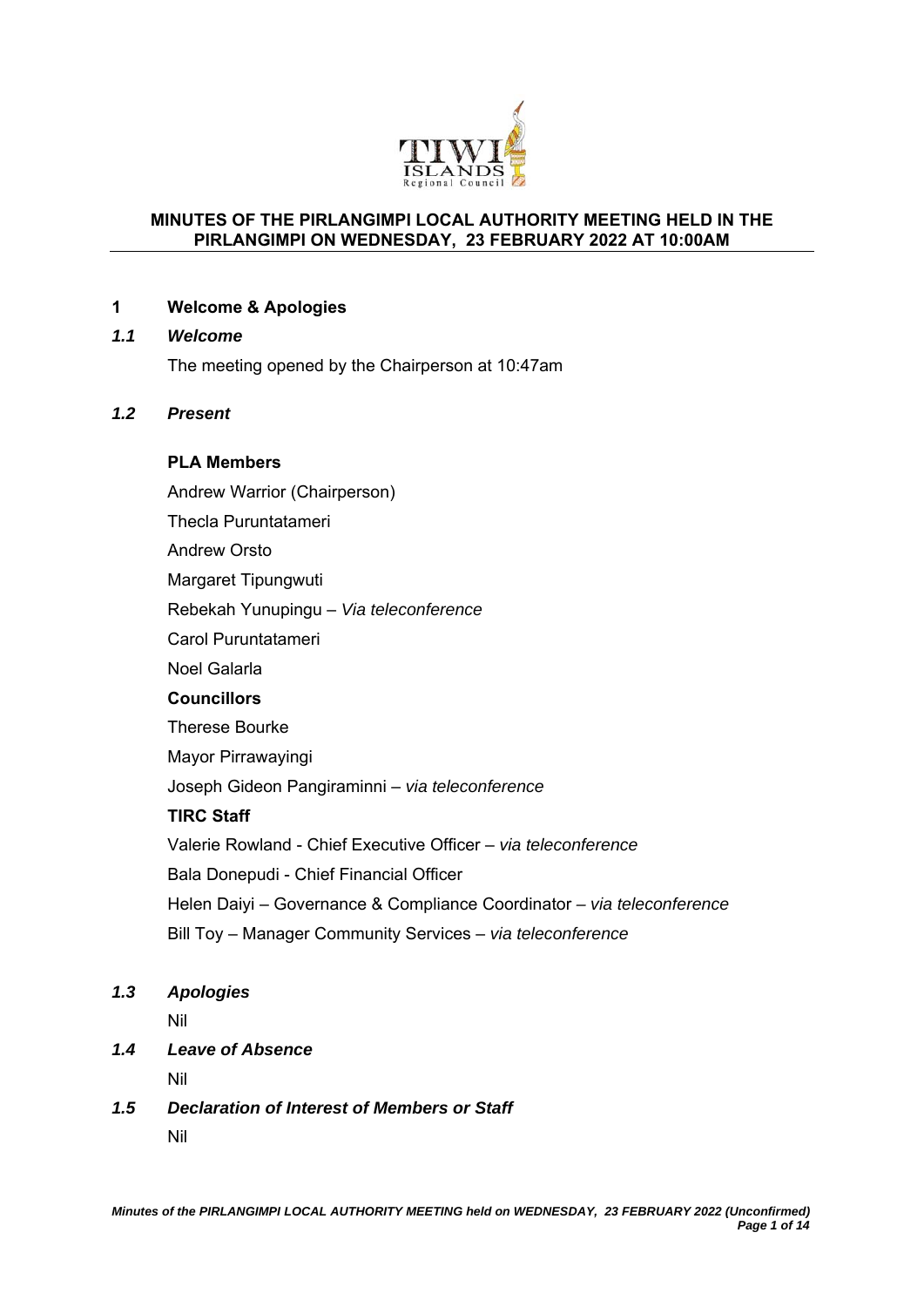**MINUTES OF THE PIRLANGIMPI LOCAL AUTHORITY MEETING HELD IN THE PIRLANGIMPI ON WEDNESDAY, 23 FEBRUARY 2022 AT 10:00AM**

## 1 Welcome & Apologies

### *1.1 Welcome*

The meeting opened by the Chairperson at 10:47am

### *1.2 Present*

**PLA Members**

Andrew Warrior (Chairperson)

Thecla Puruntatameri

Andrew Orsto

Margaret Tipungwuti

Rebekah Yunupingu – *Via teleconference*

Carol Puruntatameri

Noel Galarla

**Councillors**

Therese Bourke

Mayor Pirrawayingi

Joseph Gideon Pangiraminni – *via teleconference*

**TIRC Staff**

Valerie Rowland - Chief Executive Officer – *via teleconference*

Bala Donepudi - Chief Financial Officer

Helen Daiyi – Governance & Compliance Coordinator – *via teleconference*

Bill Toy – Manager Community Services – *via teleconference*

### *1.3 Apologies*

Nil

### *1.4 Leave of Absence*

Nil

### *1.5 Declaration of Interest of Members or Staff*

Nil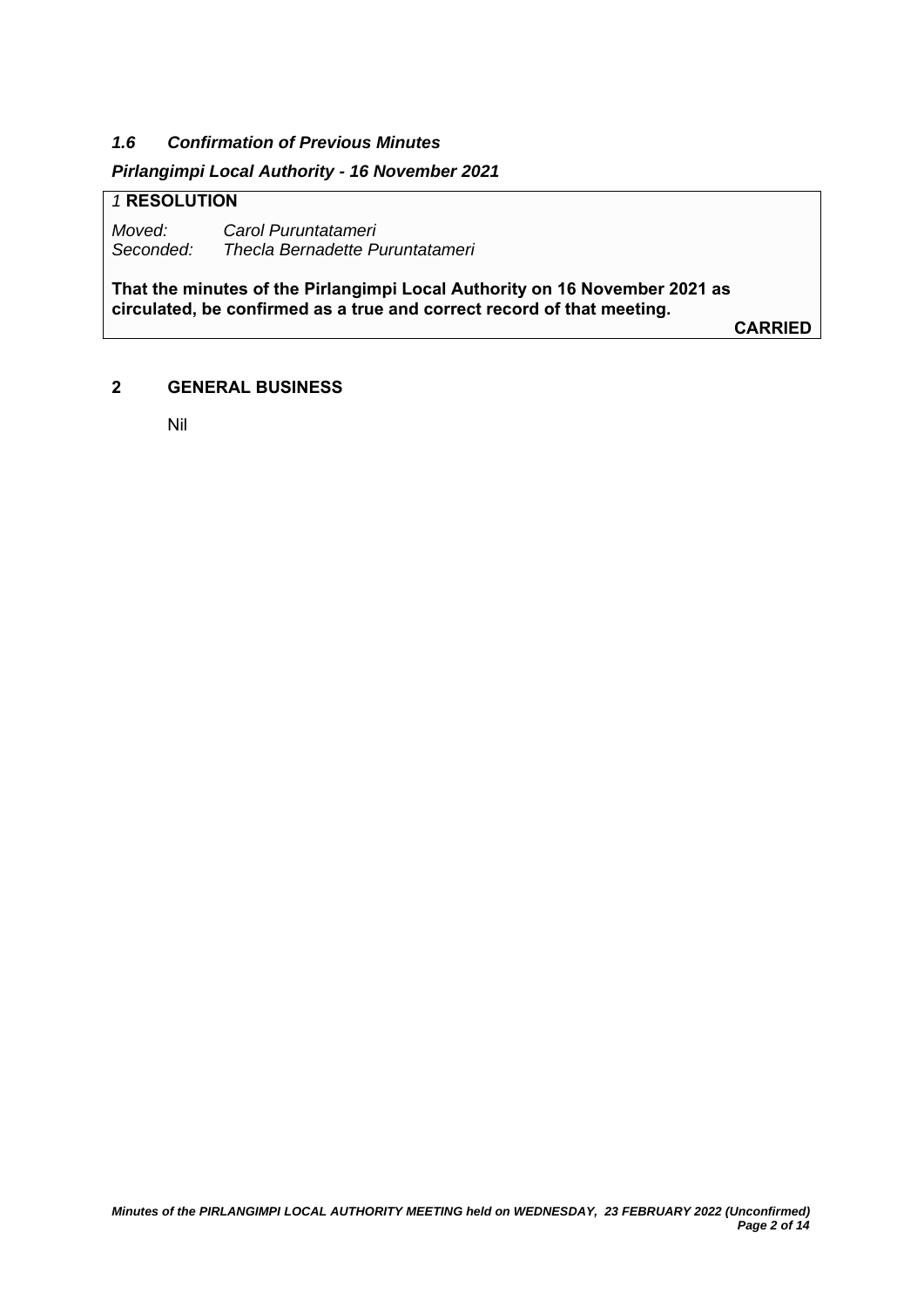### *1.6 Confirmation of Previous Minutes*

***Pirlangimpi Local Authority - 16 November 2021***

*1* **RESOLUTION**

*Moved:* *Carol Puruntatameri*
*Seconded:* *Thecla Bernadette Puruntatameri*

**That the minutes of the Pirlangimpi Local Authority on 16 November 2021 as circulated, be confirmed as a true and correct record of that meeting.**

**CARRIED**

## 2 GENERAL BUSINESS

Nil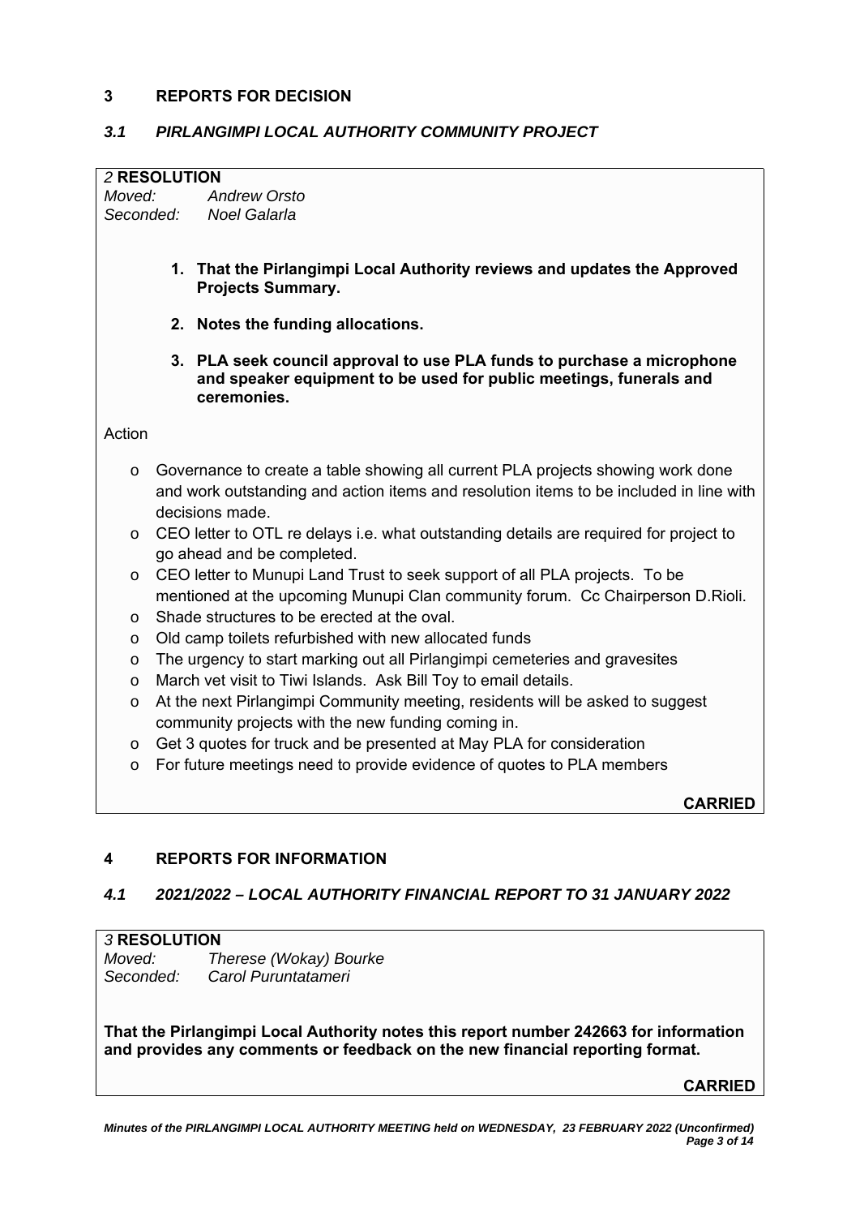## 3 REPORTS FOR DECISION

### *3.1 PIRLANGIMPI LOCAL AUTHORITY COMMUNITY PROJECT*

*2* **RESOLUTION**

*Moved:* *Andrew Orsto*
*Seconded:* *Noel Galarla*

1. **That the Pirlangimpi Local Authority reviews and updates the Approved Projects Summary.**
2. **Notes the funding allocations.**
3. **PLA seek council approval to use PLA funds to purchase a microphone and speaker equipment to be used for public meetings, funerals and ceremonies.**

Action

- Governance to create a table showing all current PLA projects showing work done and work outstanding and action items and resolution items to be included in line with decisions made.
- CEO letter to OTL re delays i.e. what outstanding details are required for project to go ahead and be completed.
- CEO letter to Munupi Land Trust to seek support of all PLA projects. To be mentioned at the upcoming Munupi Clan community forum. Cc Chairperson D.Rioli.
- Shade structures to be erected at the oval.
- Old camp toilets refurbished with new allocated funds
- The urgency to start marking out all Pirlangimpi cemeteries and gravesites
- March vet visit to Tiwi Islands. Ask Bill Toy to email details.
- At the next Pirlangimpi Community meeting, residents will be asked to suggest community projects with the new funding coming in.
- Get 3 quotes for truck and be presented at May PLA for consideration
- For future meetings need to provide evidence of quotes to PLA members

**CARRIED**

## 4 REPORTS FOR INFORMATION

### *4.1 2021/2022 – LOCAL AUTHORITY FINANCIAL REPORT TO 31 JANUARY 2022*

*3* **RESOLUTION**

*Moved:* *Therese (Wokay) Bourke*
*Seconded:* *Carol Puruntatameri*

**That the Pirlangimpi Local Authority notes this report number 242663 for information and provides any comments or feedback on the new financial reporting format.**

**CARRIED**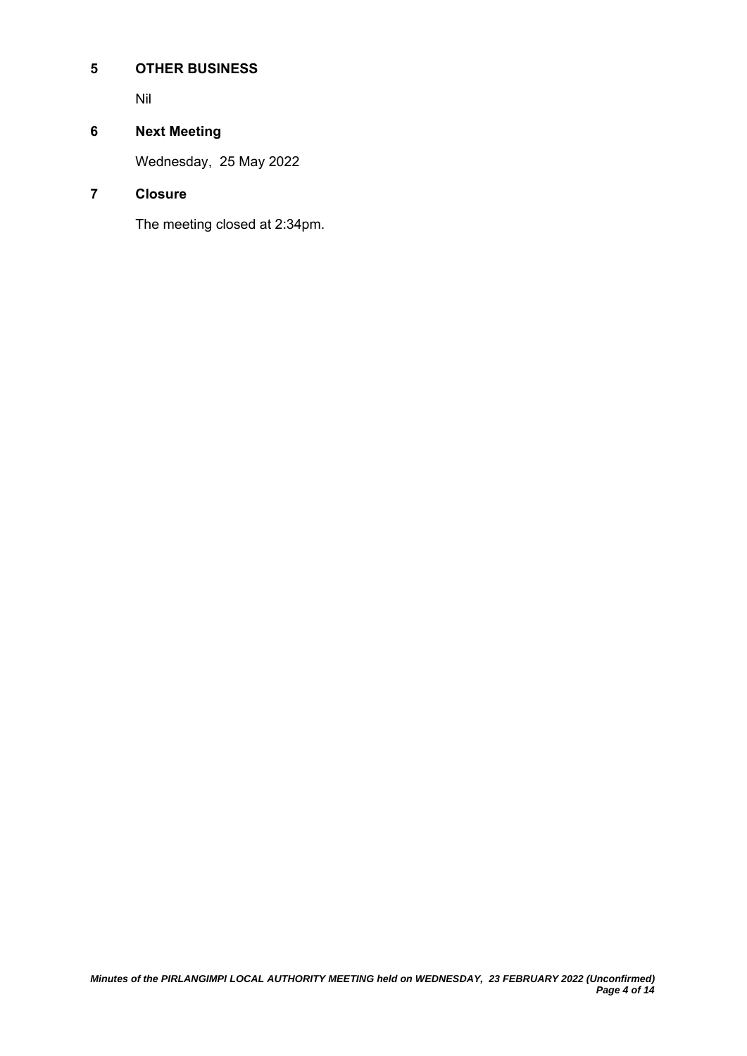## 5 OTHER BUSINESS

Nil

## 6 Next Meeting

Wednesday, 25 May 2022

## 7 Closure

The meeting closed at 2:34pm.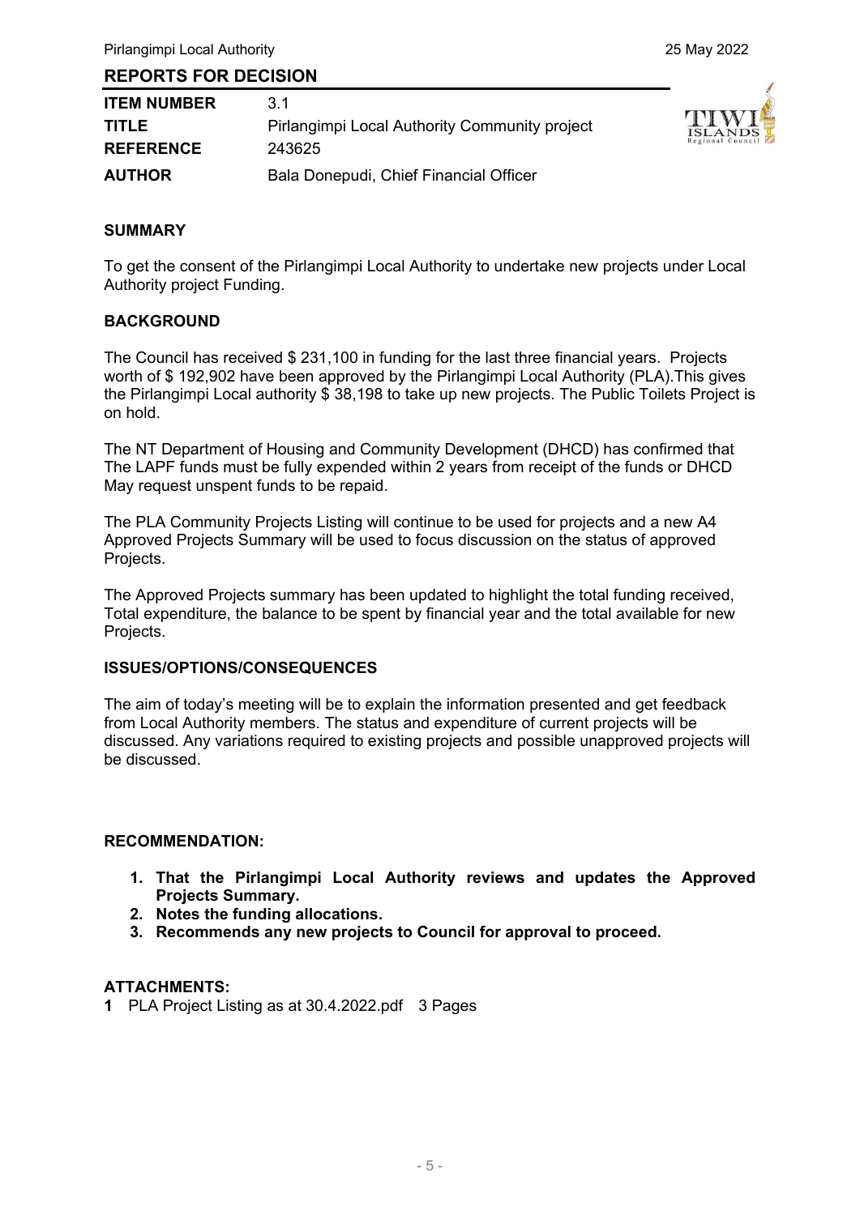## REPORTS FOR DECISION

| | |
|---|---|
| **ITEM NUMBER** | 3.1 |
| **TITLE** | Pirlangimpi Local Authority Community project |
| **REFERENCE** | 243625 |
| **AUTHOR** | Bala Donepudi, Chief Financial Officer |

### SUMMARY

To get the consent of the Pirlangimpi Local Authority to undertake new projects under Local Authority project Funding.

### BACKGROUND

The Council has received $ 231,100 in funding for the last three financial years. Projects worth of $ 192,902 have been approved by the Pirlangimpi Local Authority (PLA).This gives the Pirlangimpi Local authority $ 38,198 to take up new projects. The Public Toilets Project is on hold.

The NT Department of Housing and Community Development (DHCD) has confirmed that The LAPF funds must be fully expended within 2 years from receipt of the funds or DHCD May request unspent funds to be repaid.

The PLA Community Projects Listing will continue to be used for projects and a new A4 Approved Projects Summary will be used to focus discussion on the status of approved Projects.

The Approved Projects summary has been updated to highlight the total funding received, Total expenditure, the balance to be spent by financial year and the total available for new Projects.

### ISSUES/OPTIONS/CONSEQUENCES

The aim of today's meeting will be to explain the information presented and get feedback from Local Authority members. The status and expenditure of current projects will be discussed. Any variations required to existing projects and possible unapproved projects will be discussed.

### RECOMMENDATION:

1. **That the Pirlangimpi Local Authority reviews and updates the Approved Projects Summary.**
2. **Notes the funding allocations.**
3. **Recommends any new projects to Council for approval to proceed.**

### ATTACHMENTS:

**1** PLA Project Listing as at 30.4.2022.pdf 3 Pages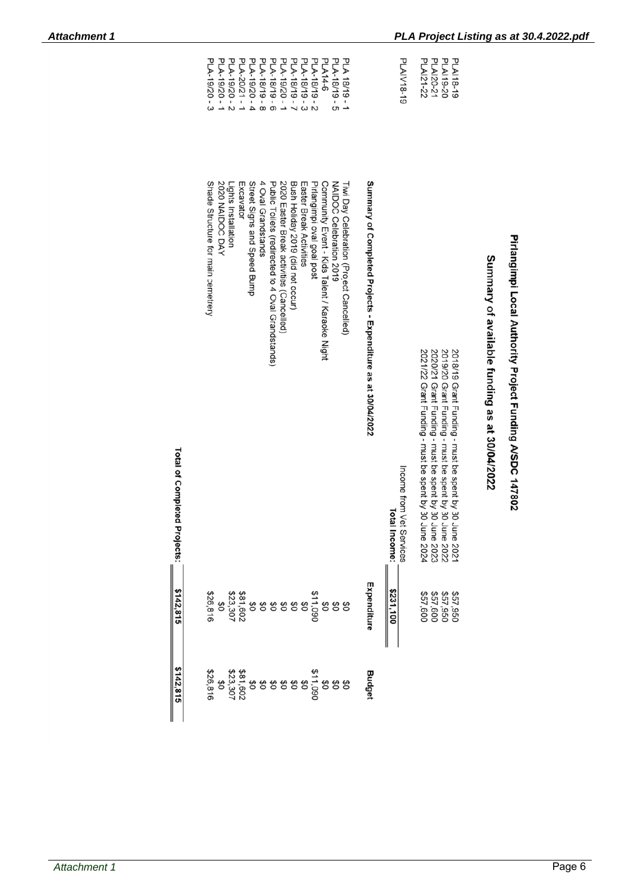# Pirangimpi Local Authority Project Funding A/SDC 147802

## Summary of available funding as at 30/04/2022

| | | |
|---|---|---|
| PLAI18-19 | 2018/19 Grant Funding - must be spent by 30 June 2021 | $57,950 |
| PLAI19-20 | 2019/20 Grant Funding - must be spent by 30 June 2022 | $57,950 |
| PLAI20-21 | 2020/21 Grant Funding - must be spent by 30 June 2023 | $57,600 |
| PLAI21-22 | 2021/22 Grant Funding - must be spent by 30 June 2024 | $57,600 |
| PLAIV18-19 | Income from Vet Services | |
| | **Total Income:** | **$231,100** |

## Summary of Completed Projects - Expenditure as at 30/04/2022

| | | Expenditure | Budget |
|---|---|---|---|
| PLA 18/19 - 1 | Tiwi Day Celebration (Project Cancelled) | $0 | $0 |
| PLA-18/19 - 5 | NAIDOC Celebration 2019 | $0 | $0 |
| PLA14-6 | Community Event - Kids Talent / Karaoke Night | $0 | $0 |
| PLA-18/19 - 2 | Pirangimpi oval goal post | $11,090 | $11,090 |
| PLA-18/19 - 3 | Easter Break Activities | $0 | $0 |
| PLA-18/19 - 7 | Bush Holiday 2019 (did not occur) | $0 | $0 |
| PLA-19/20 - 1 | 2020 Easter Break activities (Cancelled) | $0 | $0 |
| PLA-18/19 - 6 | Public Toilets (redirected to 4 Oval Grandstands) | $0 | $0 |
| PLA-18/19 - 8 | 4 Oval Grandstands | $0 | $0 |
| PLA-19/20 - 4 | Street Signs and Speed Bump | $0 | $0 |
| PLA-20/21 - 1 | Excavator | $81,602 | $81,602 |
| PLA-19/20 - 2 | Lights Installation | $23,307 | $23,307 |
| PLA-19/20 - 1 | 2020 NAIDOC DAY | $0 | $0 |
| PLA-19/20 - 3 | Shade Structure for main cemetery | $26,816 | $26,816 |
| | **Total of Completed Projects:** | **$142,815** | **$142,815** |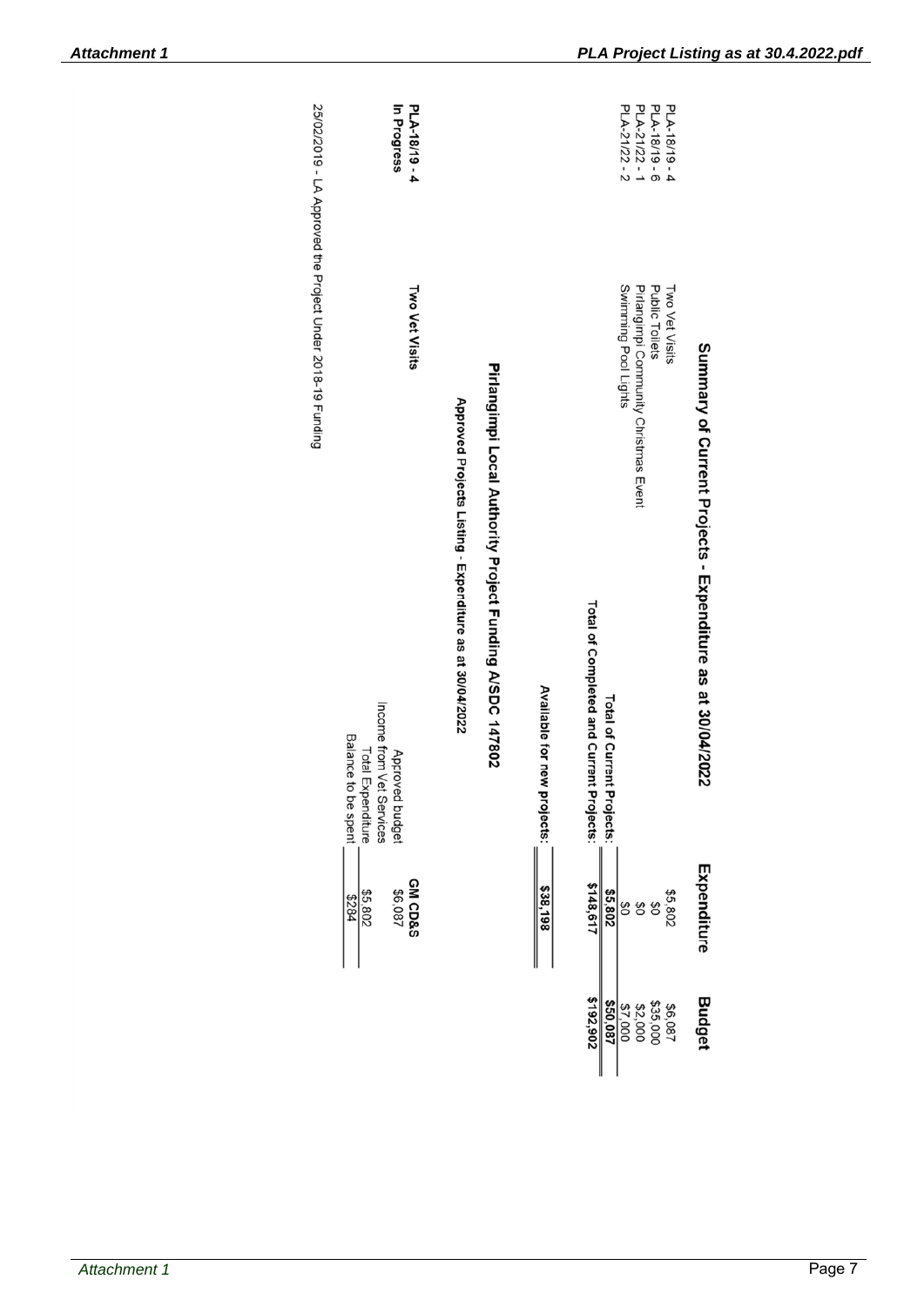## Summary of Current Projects - Expenditure as at 30/04/2022

| | | Expenditure | Budget |
|---|---|---|---|
| PLA-18/19 - 4 | Two Vet Visits | $5,802 | $6,087 |
| PLA-18/19 - 6 | Public Toilets | $0 | $35,000 |
| PLA-21/22 - 1 | Pirlangimpi Community Christmas Event | $0 | $2,000 |
| PLA-21/22 - 2 | Swimming Pool Lights | $0 | $7,000 |
| | **Total of Current Projects:** | **$5,802** | **$50,087** |
| | **Total of Completed and Current Projects:** | **$148,617** | **$192,902** |
| | **Available for new projects:** | **$38,198** | |

## Pirlangimpi Local Authority Project Funding A/SDC 147802

### Approved Projects Listing - Expenditure as at 30/04/2022

| | | | **GM CD&S** |
|---|---|---|---|
| **PLA-18/19 - 4** **In Progress** | **Two Vet Visits** | Approved budget | $6,087 |
| | | Income from Vet Services | |
| | | Total Expenditure | $5,802 |
| | | Balance to be spent | $284 |

25/02/2019 - LA Approved the Project Under 2018-19 Funding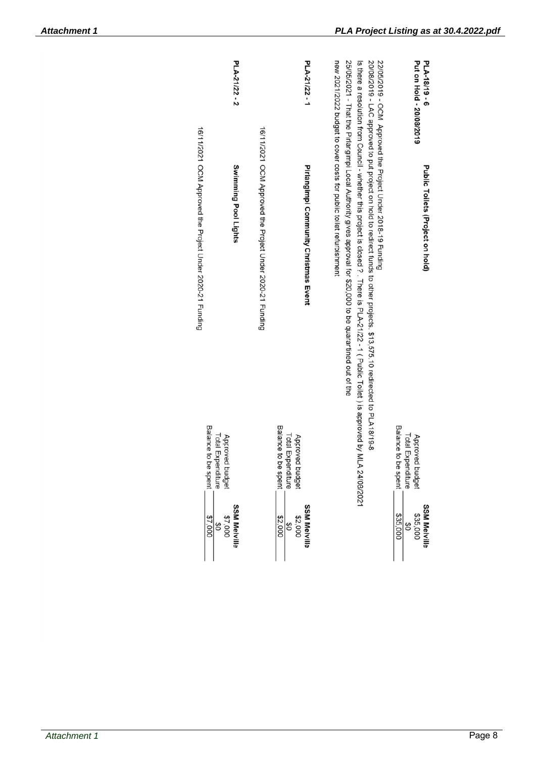**PLA-18/19 - 6** **Public Toilets (Project on hold)**
**Put on Hold - 20/08/2019**

| | **SSM Melville** |
|---|---|
| Approved budget | $35,000 |
| Total Expenditure | $0 |
| Balance to be spent | $35,000 |

22/05/2019 - OCM Approved the Project Under 2018-19 Funding
20/08/2019 - LAC approved to put project on hold to redirect funds to other projects. $13,575.10 redirected to PLA 18/19-8
Is there a resolution from Council - whether this project is closed ? . There is PLA-21/22 - 1 ( Public Toilet ) is approved by MLA 24/08/2021
25/05/2021 - That the Pirlangimpi Local Authority gives approval for $20,000 to be quarantined out of the new 2021/2022 budget to cover costs for public toilet refurbishment

**PLA-21/22 - 1** **Pirlangimpi Community Christmas Event**

| | **SSM Melville** |
|---|---|
| Approved budget | $2,000 |
| Total Expenditure | $0 |
| Balance to be spent | $2,000 |

16/11/2021 OCM Approved the Project Under 2020-21 Funding

**PLA-21/22 - 2** **Swimming Pool Lights**

| | **SSM Melville** |
|---|---|
| Approved budget | $7,000 |
| Total Expenditure | $0 |
| Balance to be spent | $7,000 |

16/11/2021 OCM Approved the Project Under 2020-21 Funding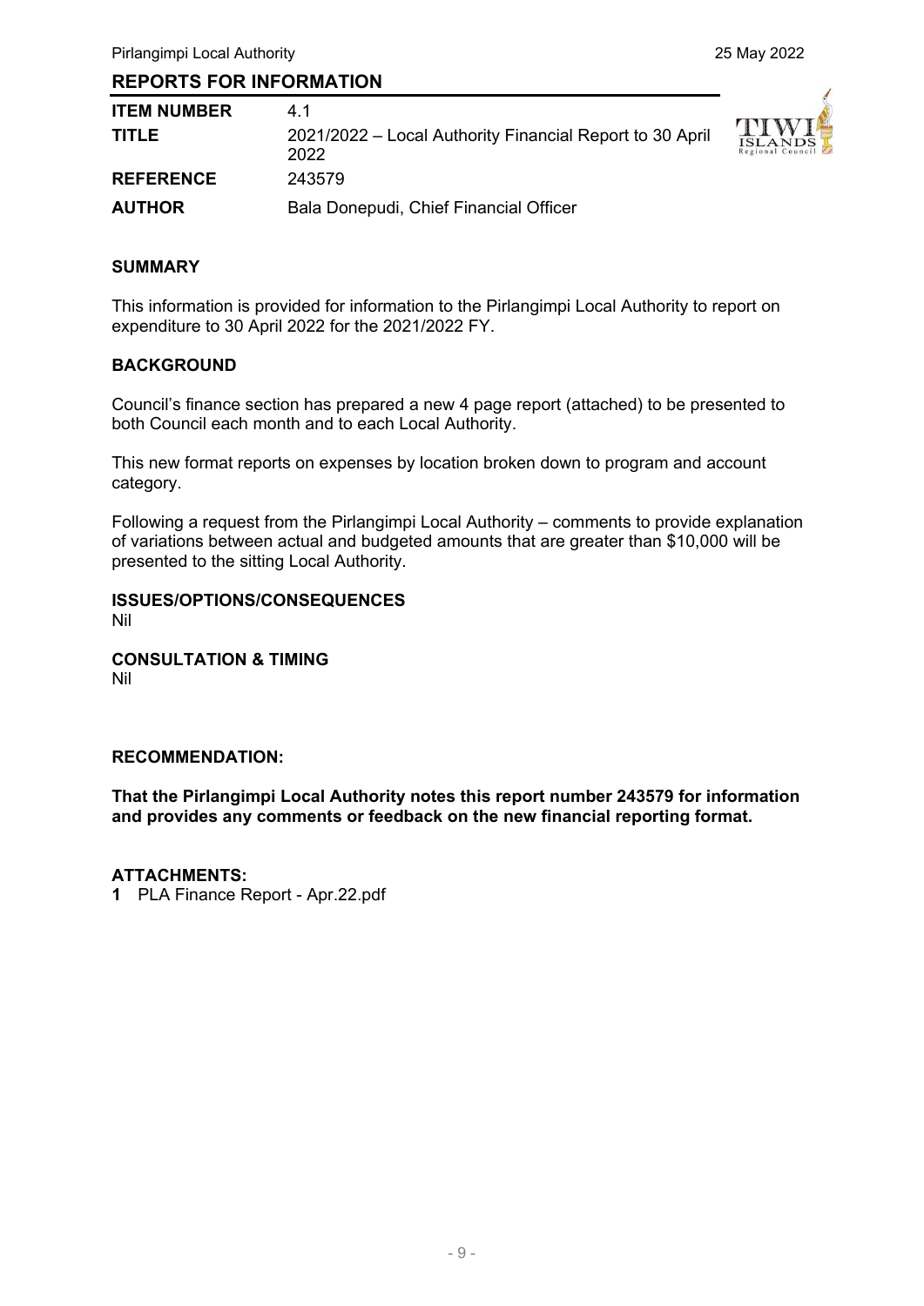## REPORTS FOR INFORMATION

| | |
|---|---|
| **ITEM NUMBER** | 4.1 |
| **TITLE** | 2021/2022 – Local Authority Financial Report to 30 April 2022 |
| **REFERENCE** | 243579 |
| **AUTHOR** | Bala Donepudi, Chief Financial Officer |

### SUMMARY

This information is provided for information to the Pirlangimpi Local Authority to report on expenditure to 30 April 2022 for the 2021/2022 FY.

### BACKGROUND

Council's finance section has prepared a new 4 page report (attached) to be presented to both Council each month and to each Local Authority.

This new format reports on expenses by location broken down to program and account category.

Following a request from the Pirlangimpi Local Authority – comments to provide explanation of variations between actual and budgeted amounts that are greater than $10,000 will be presented to the sitting Local Authority.

### ISSUES/OPTIONS/CONSEQUENCES

Nil

### CONSULTATION & TIMING

Nil

### RECOMMENDATION:

**That the Pirlangimpi Local Authority notes this report number 243579 for information and provides any comments or feedback on the new financial reporting format.**

### ATTACHMENTS:

**1** PLA Finance Report - Apr.22.pdf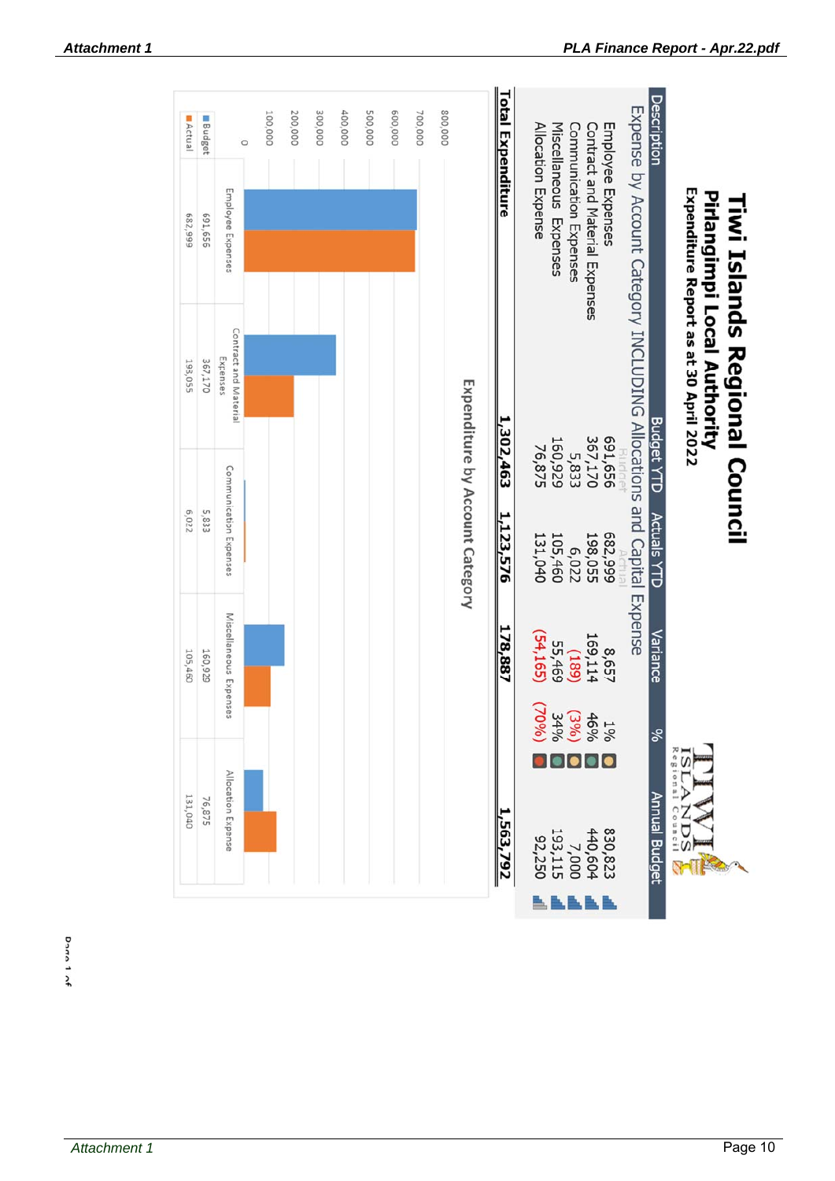# Tiwi Islands Regional Council

## Pirlangimpi Local Authority

### Expenditure Report as at 30 April 2022

| Description | Budget YTD | Actuals YTD | Variance | % | | Annual Budget |
|---|---|---|---|---|---|---|
| **Expense by Account Category INCLUDING Allocations and Capital Expense** | Budget | Actual | | | | |
| Employee Expenses | 691,656 | 682,999 | 8,657 | 1% | | 830,823 |
| Contract and Material Expenses | 367,170 | 198,055 | 169,114 | 46% | | 440,604 |
| Communication Expenses | 5,833 | 6,022 | (189) | (3%) | | 7,000 |
| Miscellaneous Expenses | 160,929 | 105,460 | 55,469 | 34% | | 193,115 |
| Allocation Expense | 76,875 | 131,040 | (54,165) | (70%) | | 92,250 |
| **Total Expenditure** | **1,302,463** | **1,123,576** | **178,887** | | | **1,563,792** |

### Expenditure by Account Category

| | Employee Expenses | Contract and Material Expenses | Communication Expenses | Miscellaneous Expenses | Allocation Expense |
|---|---|---|---|---|---|
| Budget | 691,656 | 367,170 | 5,833 | 160,929 | 76,875 |
| Actual | 682,999 | 193,055 | 6,022 | 105,460 | 131,040 |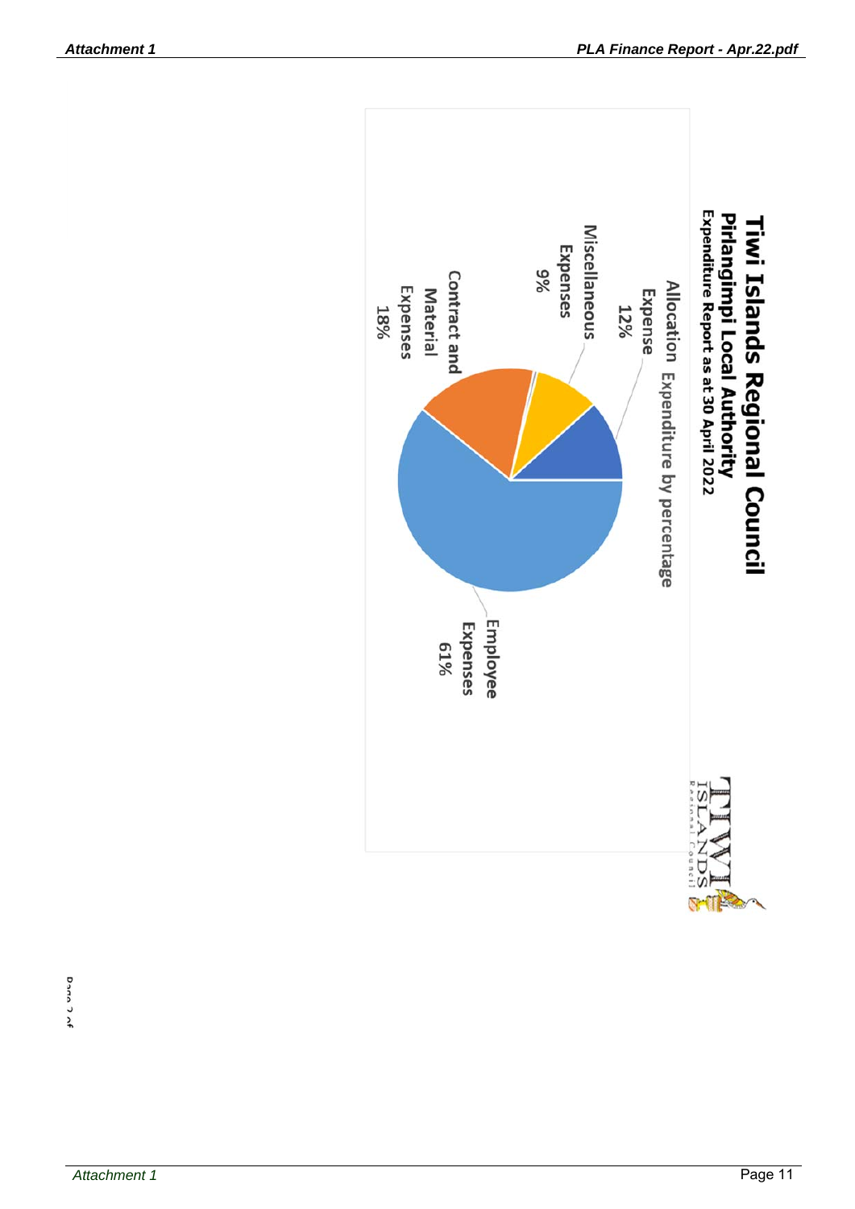# Tiwi Islands Regional Council

## Pirlangimpi Local Authority

### Expenditure Report as at 30 April 2022

Allocation Expenditure by percentage

- Allocation Expense 12%
- Miscellaneous Expenses 9%
- Contract and Material Expenses 18%
- Employee Expenses 61%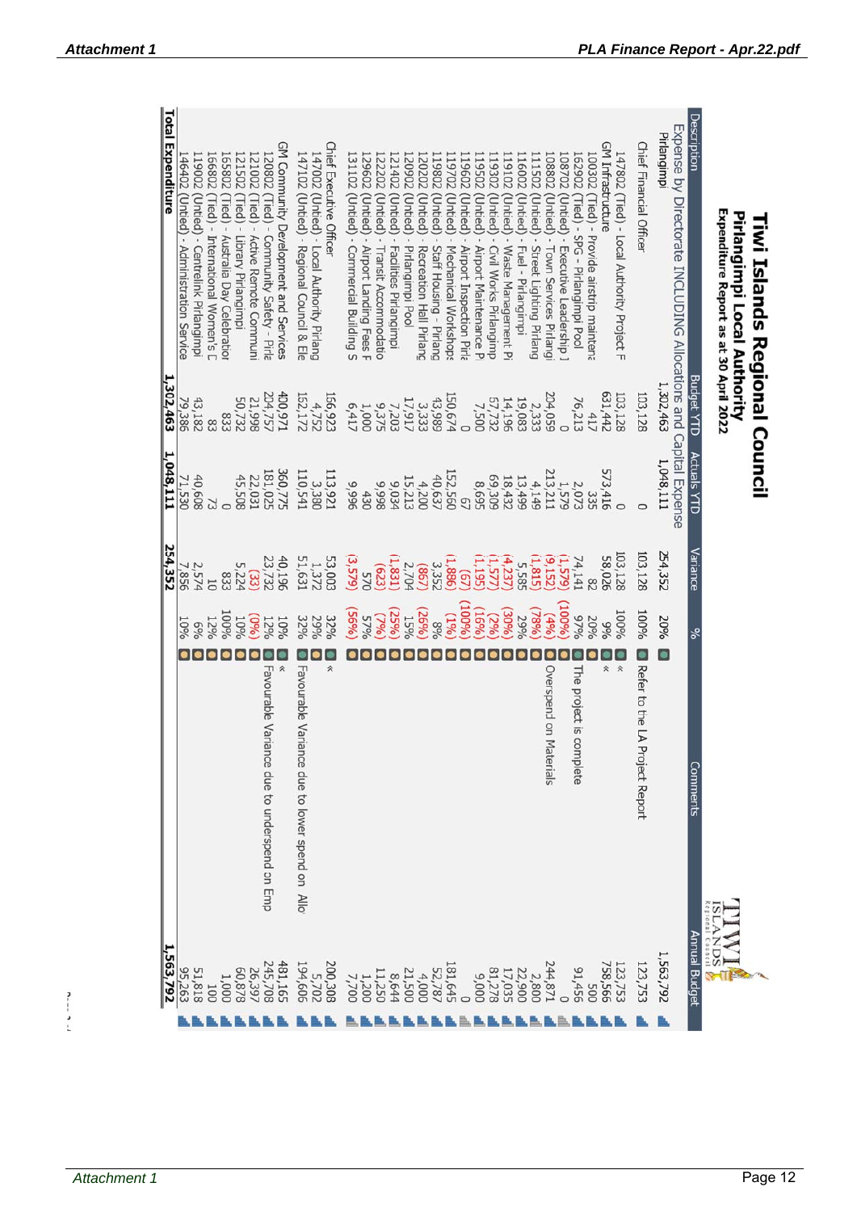# Tiwi Islands Regional Council

## Pirlangimpi Local Authority

### Expenditure Report as at 30 April 2022

| Description | Budget YTD | Actuals YTD | Variance | % | Comments | Annual Budget |
|---|---|---|---|---|---|---|
| Expense by Directorate INCLUDING Allocations and Capital Expense | | | | | | |
| Pirlangimpi | 1,302,463 | 1,048,111 | 254,352 | 20% | | 1,563,792 |
| Chief Financial Officer | 103,128 | 0 | 103,128 | 100% | Refer to the LA Project Report | 123,753 |
| 147802 (Tied) - Local Authority Project F | 103,128 | 0 | 103,128 | 100% | « | 123,753 |
| GM Infrastructure | 631,442 | 573,416 | 58,026 | 9% | « | 758,566 |
| 100302 (Tied) - Provide airstrip maintenε | 417 | 335 | 82 | 20% | | 500 |
| 162902 (Tied) - SPG - Pirlangimpi Pool | 76,213 | 2,073 | 74,141 | 97% | The project is complete | 91,456 |
| 108702 (Untied) - Executive Leadership | 0 | 1,579 | (1,579) | (100%) | | 0 |
| 108802 (Untied) - Town Services Pirlangi | 204,059 | 213,211 | (9,152) | (4%) | Overspend on Materials | 244,871 |
| 111502 (Untied) - Street Lighting Pirlang | 2,333 | 4,149 | (1,815) | (78%) | | 2,800 |
| 116002 (Untied) - Fuel - Pirlangimpi | 19,083 | 13,499 | 5,585 | 29% | | 22,900 |
| 119102 (Untied) - Waste Management Pi | 14,196 | 18,432 | (4,237) | (30%) | | 17,035 |
| 119302 (Untied) - Civil Works Pirlangimp | 67,732 | 69,309 | (1,577) | (2%) | | 81,278 |
| 119502 (Untied) - Airport Maintenance P | 7,500 | 8,695 | (1,195) | (16%) | | 9,000 |
| 119602 (Untied) - Airport Inspection Pirl | 0 | 67 | (67) | (100%) | | 0 |
| 119702 (Untied) - Mechanical Workshops | 150,674 | 152,560 | (1,886) | (1%) | | 181,645 |
| 119802 (Untied) - Staff Housing - Pirlang | 43,989 | 40,637 | 3,352 | 8% | | 52,787 |
| 120202 (Untied) - Recreation Hall Pirlang | 3,333 | 4,200 | (867) | (26%) | | 4,000 |
| 120902 (Untied) - Pirlangimpi Pool | 17,917 | 15,213 | 2,704 | 15% | | 21,500 |
| 121402 (Untied) - Facilities Pirlangimpi | 7,203 | 9,034 | (1,831) | (25%) | | 8,644 |
| 122202 (Untied) - Transit Accommodatio | 9,375 | 9,998 | (623) | (7%) | | 11,250 |
| 129602 (Untied) - Airport Landing Fees F | 1,000 | 430 | 570 | 57% | | 1,200 |
| 131102 (Untied) - Commercial Building S | 6,417 | 9,996 | (3,579) | (56%) | | 7,700 |
| Chief Executive Officer | 156,923 | 113,921 | 53,003 | 32% | « | 200,308 |
| 147002 (Untied) - Local Authority Pirlang | 4,752 | 3,380 | 1,372 | 29% | | 5,702 |
| 147102 (Untied) - Regional Council & Ele | 152,172 | 110,541 | 51,631 | 32% | Favourable Variance due to lower spend on Allo | 194,606 |
| GM Community Development and Services | 400,971 | 360,775 | 40,196 | 10% | « | 481,165 |
| 120802 (Tied) - Community Safety - Pirla | 204,757 | 181,025 | 23,732 | 12% | Favourable Variance due to underspend on Emp | 245,708 |
| 121002 (Tied) - Active Remote Communi | 21,998 | 22,031 | (33) | (0%) | | 26,397 |
| 121502 (Tied) - Library Pirlangimpi | 50,732 | 45,508 | 5,224 | 10% | | 60,878 |
| 155802 (Tied) - Australia Day Celebratio | 833 | 0 | 833 | 100% | | 1,000 |
| 166802 (Tied) - International Women's D | 83 | 73 | 10 | 12% | | 100 |
| 119002 (Untied) - Centrelink Pirlangimpi | 43,182 | 40,608 | 2,574 | 6% | | 51,818 |
| 146402 (Untied) - Administration Service | 79,386 | 71,530 | 7,856 | 10% | | 95,263 |
| **Total Expenditure** | **1,302,463** | **1,048,111** | **254,352** | | | **1,563,792** |